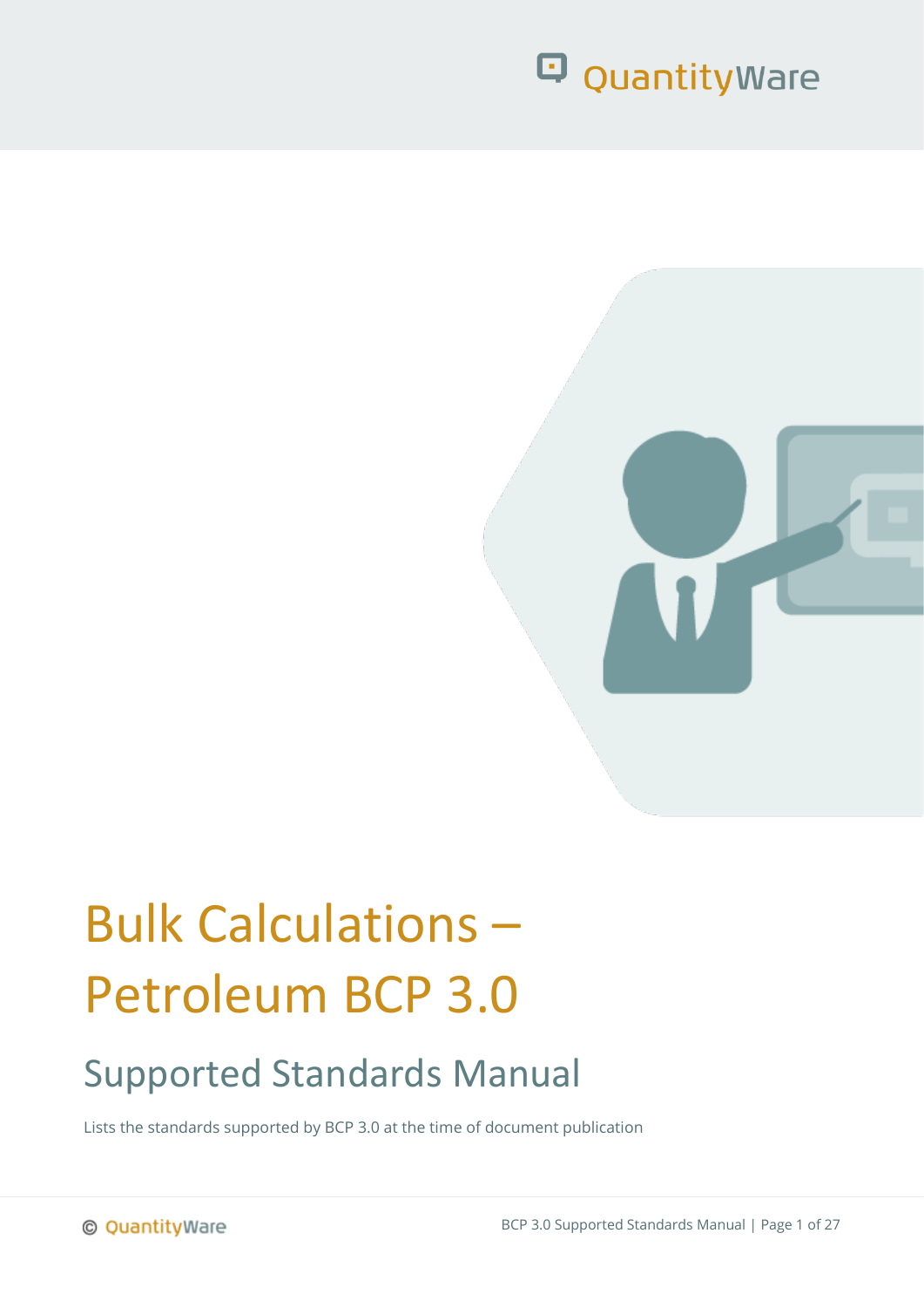# Bulk Calculations – Petroleum BCP 3.0

## Supported Standards Manual

Lists the standards supported by BCP 3.0 at the time of document publication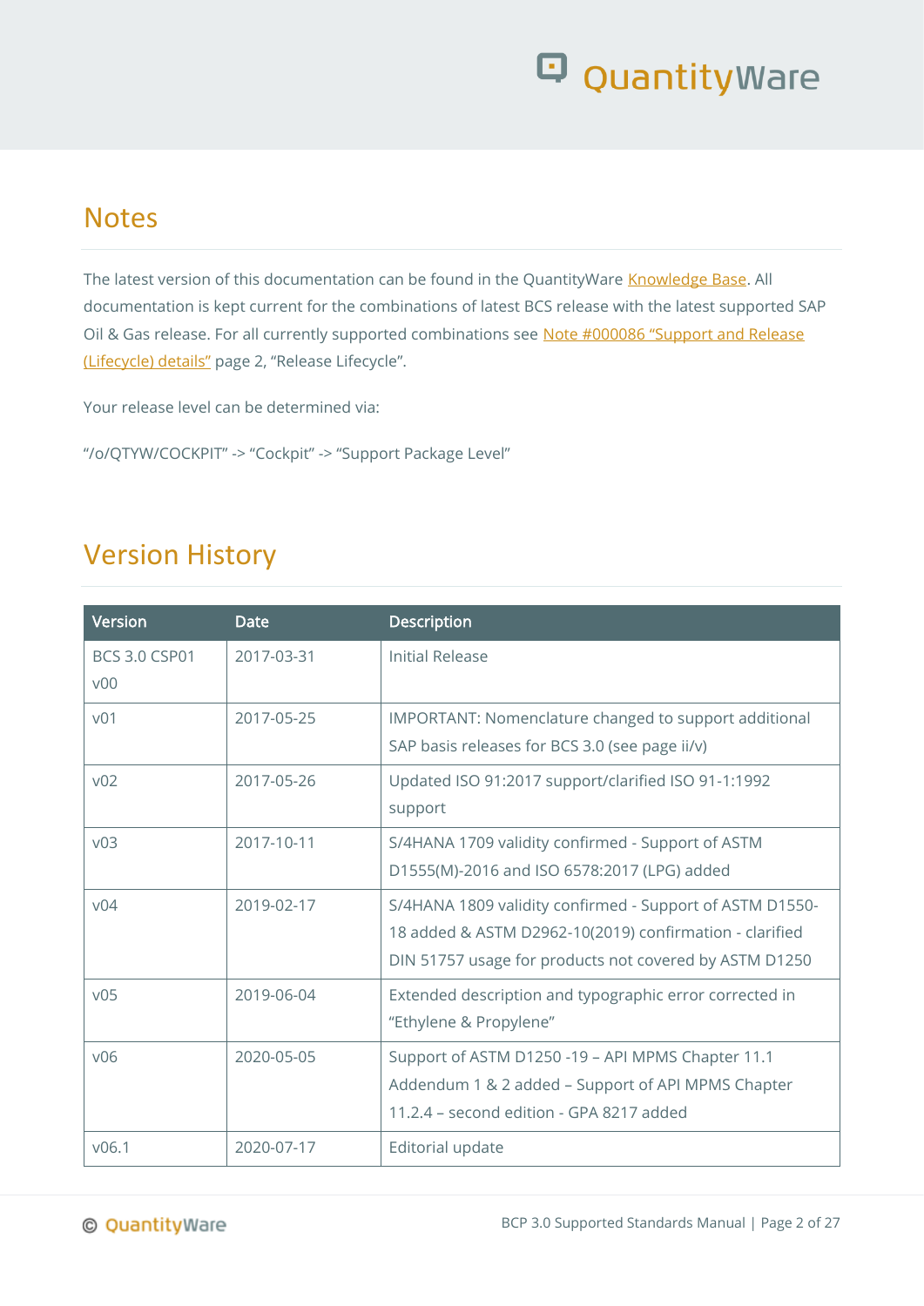## Notes

The latest version of this documentation can be found in the QuantityWare Knowledge Base. All documentation is kept current for the combinations of latest BCS release with the latest supported SAP Oil & Gas release. For all currently supported combinations see Note #000086 "Support and Release (Lifecycle) details" page 2, "Release Lifecycle".

Your release level can be determined via:

"/o/QTYW/COCKPIT" -> "Cockpit" -> "Support Package Level"

## Version History

| Version | Date | Description |
|---|---|---|
| BCS 3.0 CSP01 v00 | 2017-03-31 | Initial Release |
| v01 | 2017-05-25 | IMPORTANT: Nomenclature changed to support additional SAP basis releases for BCS 3.0 (see page ii/v) |
| v02 | 2017-05-26 | Updated ISO 91:2017 support/clarified ISO 91-1:1992 support |
| v03 | 2017-10-11 | S/4HANA 1709 validity confirmed - Support of ASTM D1555(M)-2016 and ISO 6578:2017 (LPG) added |
| v04 | 2019-02-17 | S/4HANA 1809 validity confirmed - Support of ASTM D1550-18 added & ASTM D2962-10(2019) confirmation - clarified DIN 51757 usage for products not covered by ASTM D1250 |
| v05 | 2019-06-04 | Extended description and typographic error corrected in "Ethylene & Propylene" |
| v06 | 2020-05-05 | Support of ASTM D1250 -19 – API MPMS Chapter 11.1 Addendum 1 & 2 added – Support of API MPMS Chapter 11.2.4 – second edition - GPA 8217 added |
| v06.1 | 2020-07-17 | Editorial update |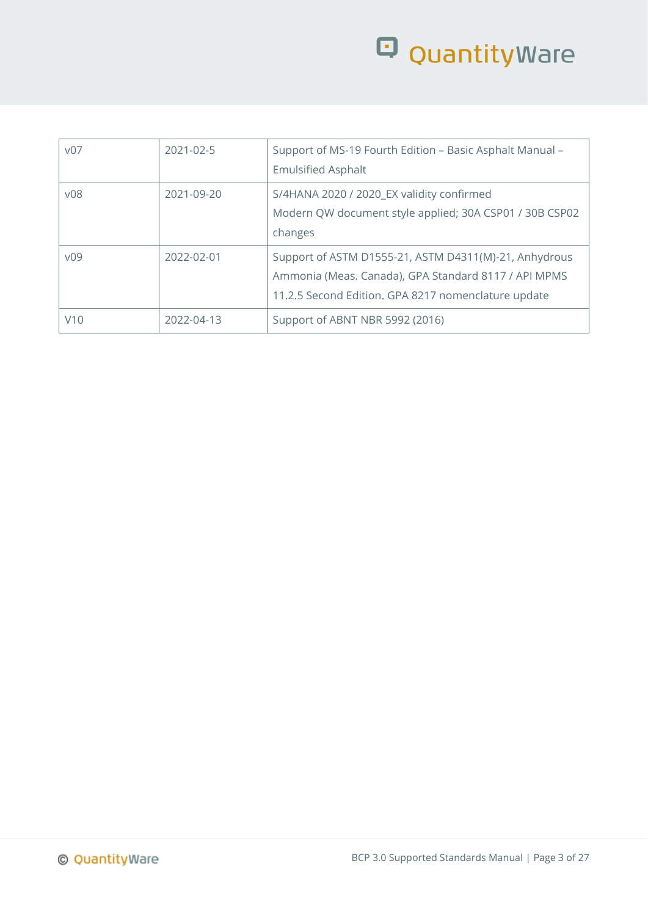| | | |
|---|---|---|
| v07 | 2021-02-5 | Support of MS-19 Fourth Edition – Basic Asphalt Manual – Emulsified Asphalt |
| v08 | 2021-09-20 | S/4HANA 2020 / 2020_EX validity confirmed<br>Modern QW document style applied; 30A CSP01 / 30B CSP02 changes |
| v09 | 2022-02-01 | Support of ASTM D1555-21, ASTM D4311(M)-21, Anhydrous Ammonia (Meas. Canada), GPA Standard 8117 / API MPMS 11.2.5 Second Edition. GPA 8217 nomenclature update |
| V10 | 2022-04-13 | Support of ABNT NBR 5992 (2016) |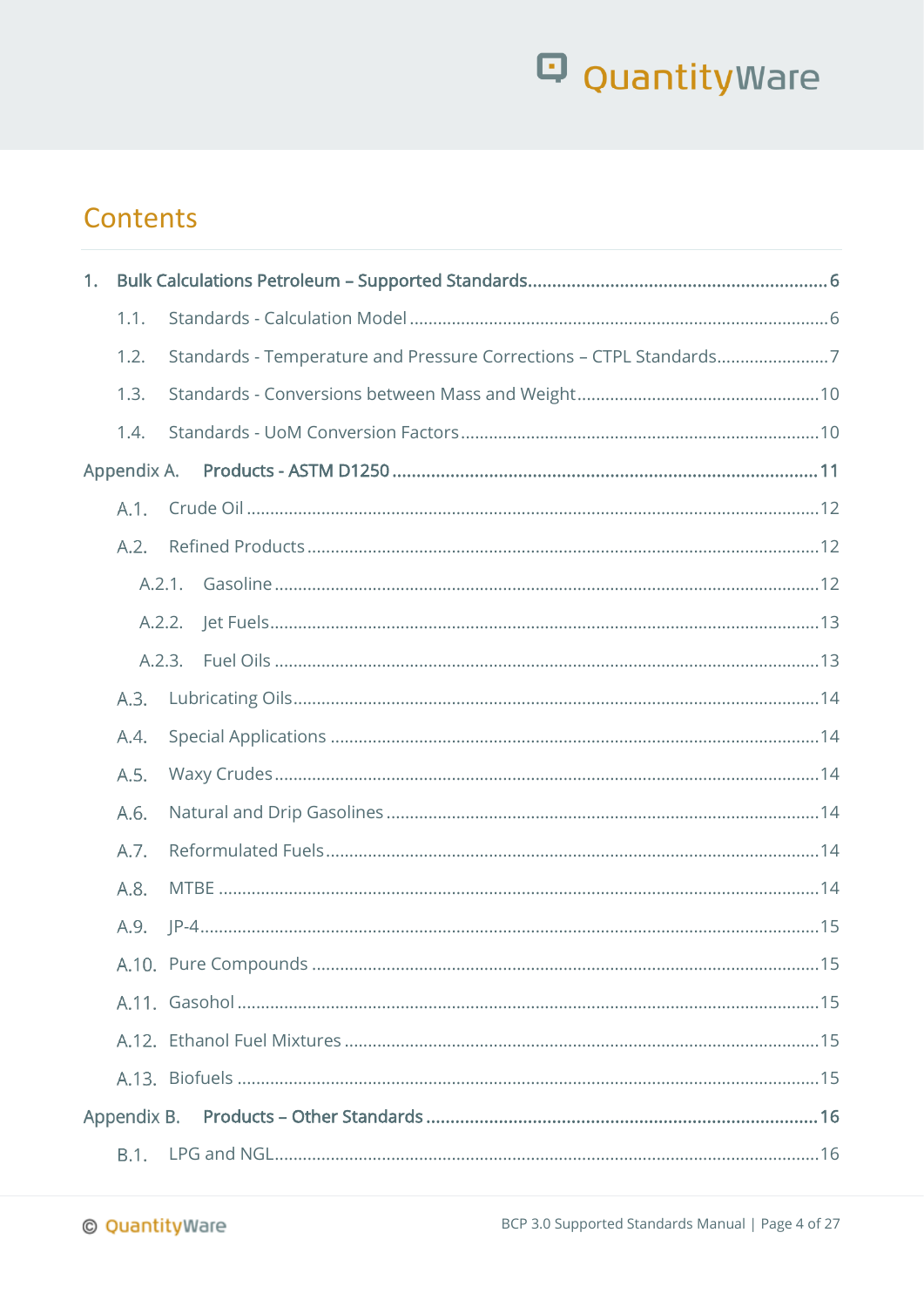# Contents

1. **Bulk Calculations Petroleum – Supported Standards** ... 6
   - 1.1. Standards - Calculation Model ... 6
   - 1.2. Standards - Temperature and Pressure Corrections – CTPL Standards ... 7
   - 1.3. Standards - Conversions between Mass and Weight ... 10
   - 1.4. Standards - UoM Conversion Factors ... 10

Appendix A. **Products - ASTM D1250** ... 11
- A.1. Crude Oil ... 12
- A.2. Refined Products ... 12
  - A.2.1. Gasoline ... 12
  - A.2.2. Jet Fuels ... 13
  - A.2.3. Fuel Oils ... 13
- A.3. Lubricating Oils ... 14
- A.4. Special Applications ... 14
- A.5. Waxy Crudes ... 14
- A.6. Natural and Drip Gasolines ... 14
- A.7. Reformulated Fuels ... 14
- A.8. MTBE ... 14
- A.9. JP-4 ... 15
- A.10. Pure Compounds ... 15
- A.11. Gasohol ... 15
- A.12. Ethanol Fuel Mixtures ... 15
- A.13. Biofuels ... 15

Appendix B. **Products – Other Standards** ... 16
- B.1. LPG and NGL ... 16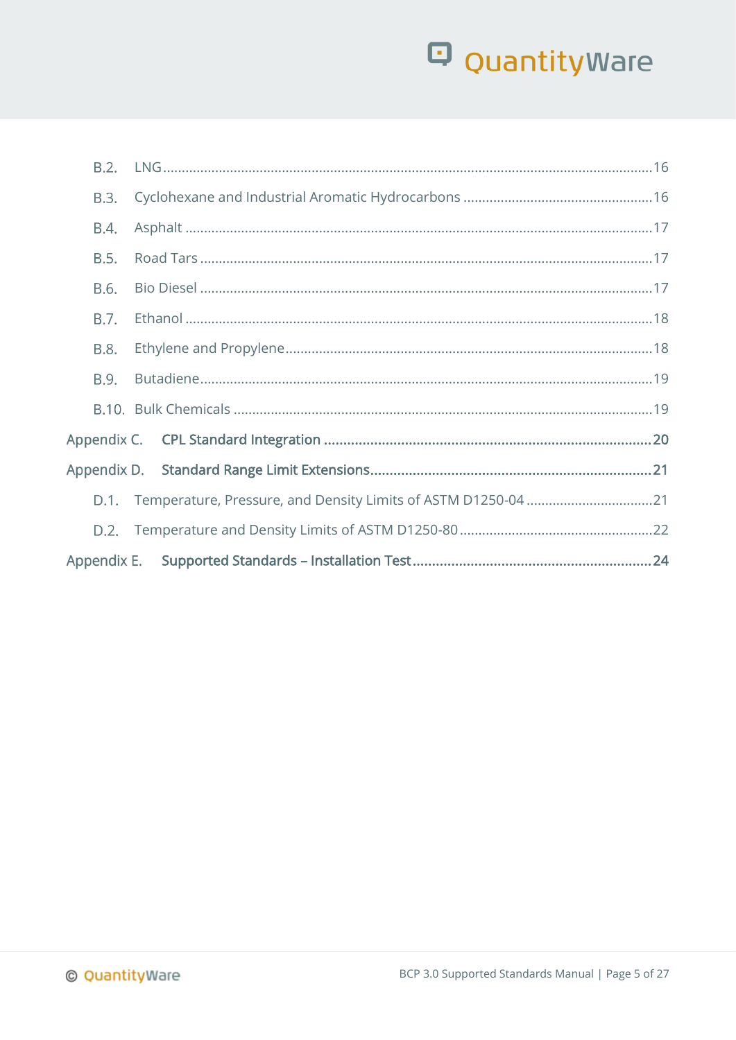- B.2. LNG ... 16
- B.3. Cyclohexane and Industrial Aromatic Hydrocarbons ... 16
- B.4. Asphalt ... 17
- B.5. Road Tars ... 17
- B.6. Bio Diesel ... 17
- B.7. Ethanol ... 18
- B.8. Ethylene and Propylene ... 18
- B.9. Butadiene ... 19
- B.10. Bulk Chemicals ... 19

**Appendix C. CPL Standard Integration ... 20**

**Appendix D. Standard Range Limit Extensions ... 21**

- D.1. Temperature, Pressure, and Density Limits of ASTM D1250-04 ... 21
- D.2. Temperature and Density Limits of ASTM D1250-80 ... 22

**Appendix E. Supported Standards – Installation Test ... 24**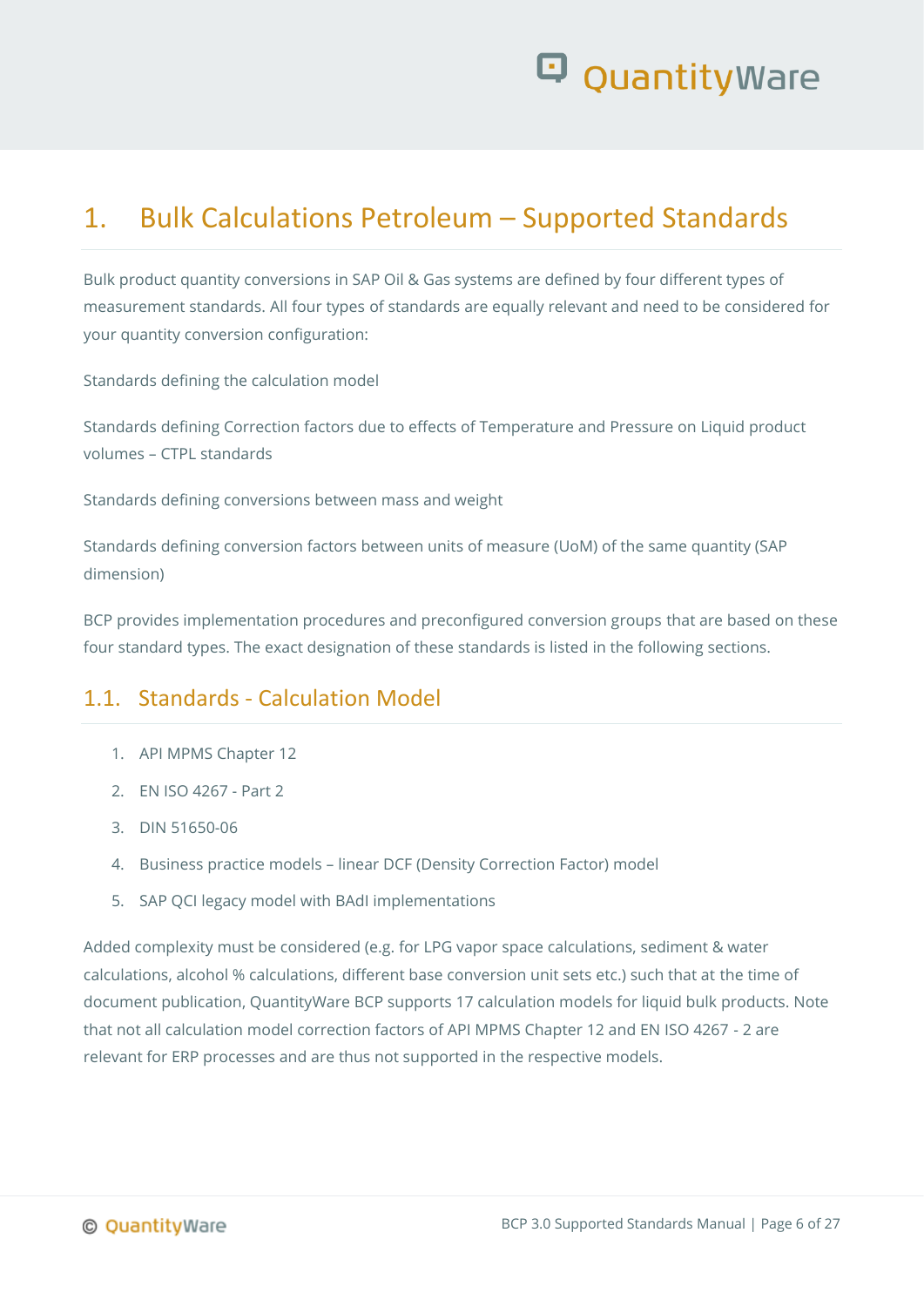# 1. Bulk Calculations Petroleum – Supported Standards

Bulk product quantity conversions in SAP Oil & Gas systems are defined by four different types of measurement standards. All four types of standards are equally relevant and need to be considered for your quantity conversion configuration:

Standards defining the calculation model

Standards defining Correction factors due to effects of Temperature and Pressure on Liquid product volumes – CTPL standards

Standards defining conversions between mass and weight

Standards defining conversion factors between units of measure (UoM) of the same quantity (SAP dimension)

BCP provides implementation procedures and preconfigured conversion groups that are based on these four standard types. The exact designation of these standards is listed in the following sections.

## 1.1. Standards - Calculation Model

1. API MPMS Chapter 12
2. EN ISO 4267 - Part 2
3. DIN 51650-06
4. Business practice models – linear DCF (Density Correction Factor) model
5. SAP QCI legacy model with BAdI implementations

Added complexity must be considered (e.g. for LPG vapor space calculations, sediment & water calculations, alcohol % calculations, different base conversion unit sets etc.) such that at the time of document publication, QuantityWare BCP supports 17 calculation models for liquid bulk products. Note that not all calculation model correction factors of API MPMS Chapter 12 and EN ISO 4267 - 2 are relevant for ERP processes and are thus not supported in the respective models.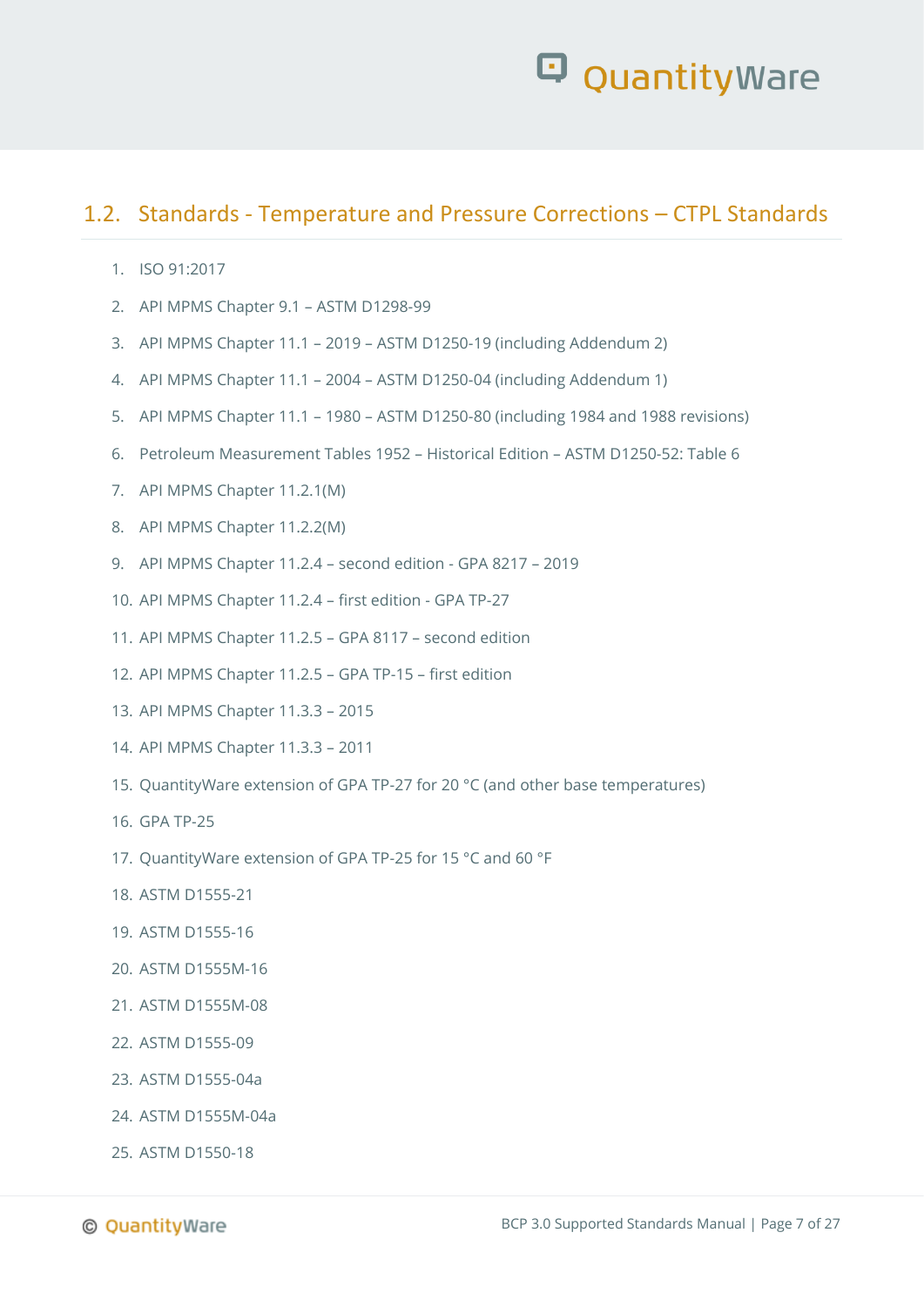## 1.2. Standards - Temperature and Pressure Corrections – CTPL Standards

1. ISO 91:2017
2. API MPMS Chapter 9.1 – ASTM D1298-99
3. API MPMS Chapter 11.1 – 2019 – ASTM D1250-19 (including Addendum 2)
4. API MPMS Chapter 11.1 – 2004 – ASTM D1250-04 (including Addendum 1)
5. API MPMS Chapter 11.1 – 1980 – ASTM D1250-80 (including 1984 and 1988 revisions)
6. Petroleum Measurement Tables 1952 – Historical Edition – ASTM D1250-52: Table 6
7. API MPMS Chapter 11.2.1(M)
8. API MPMS Chapter 11.2.2(M)
9. API MPMS Chapter 11.2.4 – second edition - GPA 8217 – 2019
10. API MPMS Chapter 11.2.4 – first edition - GPA TP-27
11. API MPMS Chapter 11.2.5 – GPA 8117 – second edition
12. API MPMS Chapter 11.2.5 – GPA TP-15 – first edition
13. API MPMS Chapter 11.3.3 – 2015
14. API MPMS Chapter 11.3.3 – 2011
15. QuantityWare extension of GPA TP-27 for 20 °C (and other base temperatures)
16. GPA TP-25
17. QuantityWare extension of GPA TP-25 for 15 °C and 60 °F
18. ASTM D1555-21
19. ASTM D1555-16
20. ASTM D1555M-16
21. ASTM D1555M-08
22. ASTM D1555-09
23. ASTM D1555-04a
24. ASTM D1555M-04a
25. ASTM D1550-18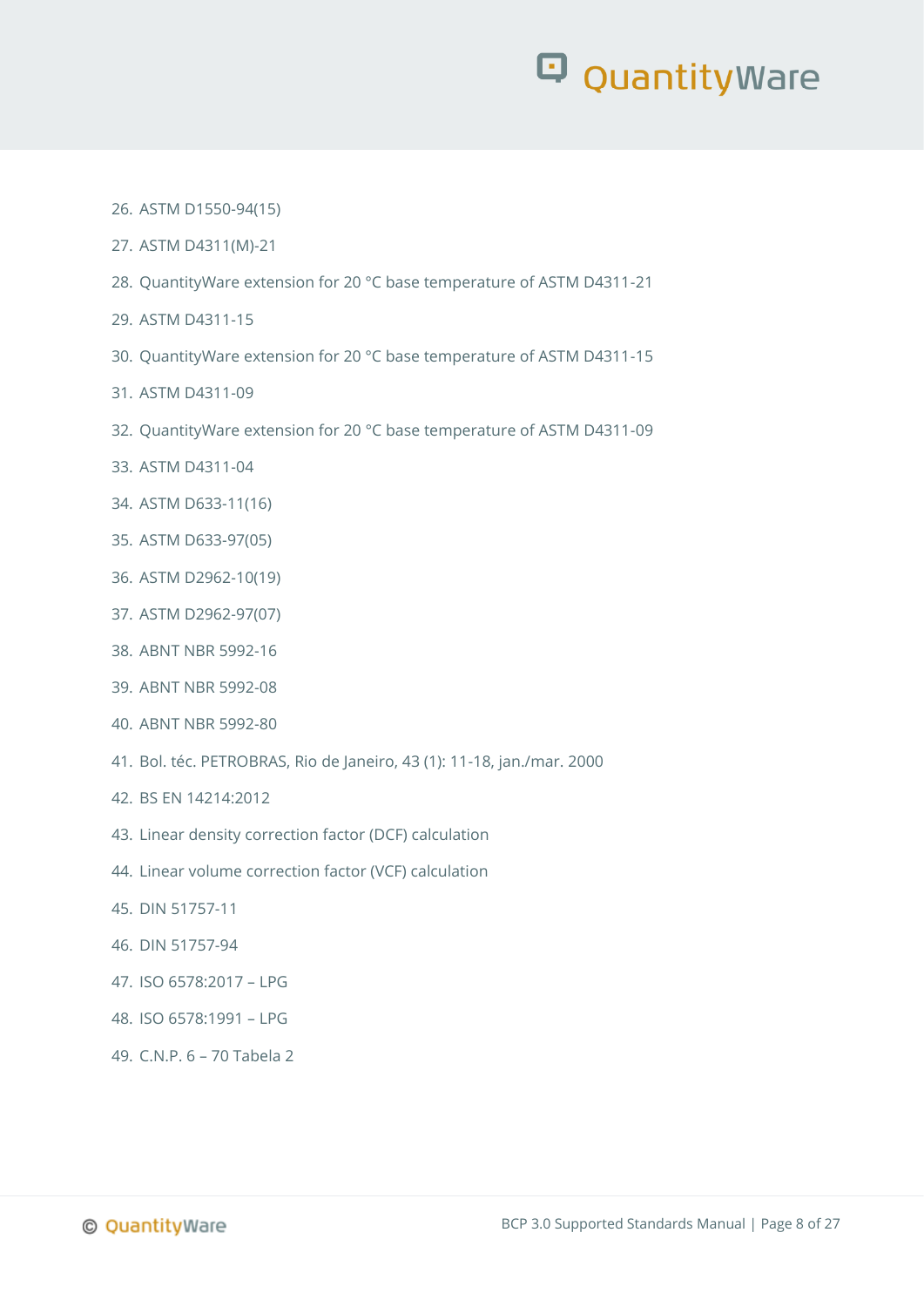26. ASTM D1550-94(15)
27. ASTM D4311(M)-21
28. QuantityWare extension for 20 °C base temperature of ASTM D4311-21
29. ASTM D4311-15
30. QuantityWare extension for 20 °C base temperature of ASTM D4311-15
31. ASTM D4311-09
32. QuantityWare extension for 20 °C base temperature of ASTM D4311-09
33. ASTM D4311-04
34. ASTM D633-11(16)
35. ASTM D633-97(05)
36. ASTM D2962-10(19)
37. ASTM D2962-97(07)
38. ABNT NBR 5992-16
39. ABNT NBR 5992-08
40. ABNT NBR 5992-80
41. Bol. téc. PETROBRAS, Rio de Janeiro, 43 (1): 11-18, jan./mar. 2000
42. BS EN 14214:2012
43. Linear density correction factor (DCF) calculation
44. Linear volume correction factor (VCF) calculation
45. DIN 51757-11
46. DIN 51757-94
47. ISO 6578:2017 – LPG
48. ISO 6578:1991 – LPG
49. C.N.P. 6 – 70 Tabela 2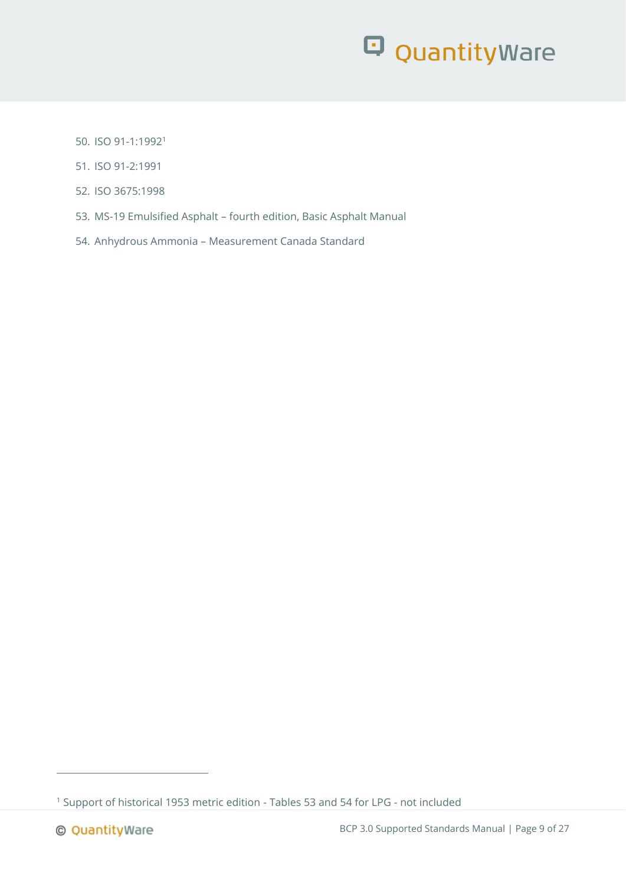50. ISO 91-1:1992[1]
51. ISO 91-2:1991
52. ISO 3675:1998
53. MS-19 Emulsified Asphalt – fourth edition, Basic Asphalt Manual
54. Anhydrous Ammonia – Measurement Canada Standard

[1] Support of historical 1953 metric edition - Tables 53 and 54 for LPG - not included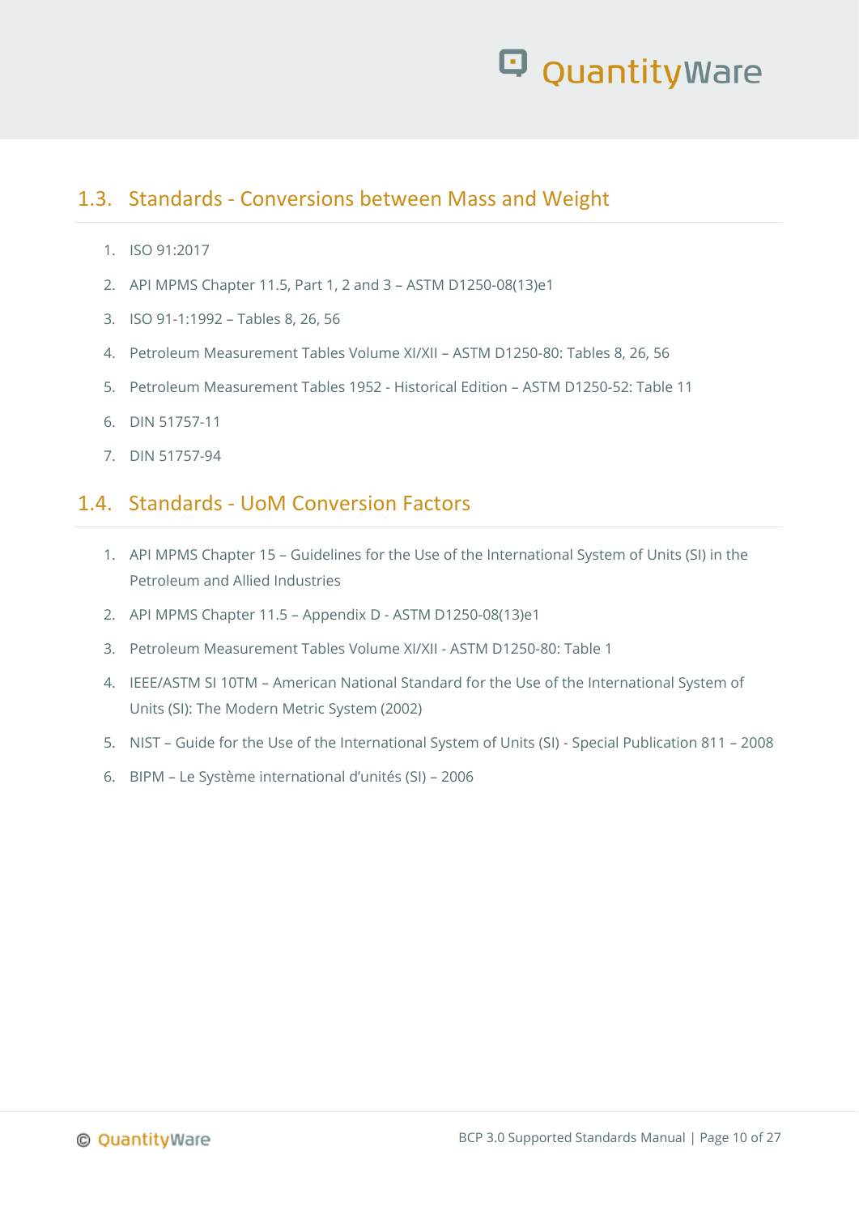## 1.3. Standards - Conversions between Mass and Weight

1. ISO 91:2017
2. API MPMS Chapter 11.5, Part 1, 2 and 3 – ASTM D1250-08(13)e1
3. ISO 91-1:1992 – Tables 8, 26, 56
4. Petroleum Measurement Tables Volume XI/XII – ASTM D1250-80: Tables 8, 26, 56
5. Petroleum Measurement Tables 1952 - Historical Edition – ASTM D1250-52: Table 11
6. DIN 51757-11
7. DIN 51757-94

## 1.4. Standards - UoM Conversion Factors

1. API MPMS Chapter 15 – Guidelines for the Use of the International System of Units (SI) in the Petroleum and Allied Industries
2. API MPMS Chapter 11.5 – Appendix D - ASTM D1250-08(13)e1
3. Petroleum Measurement Tables Volume XI/XII - ASTM D1250-80: Table 1
4. IEEE/ASTM SI 10TM – American National Standard for the Use of the International System of Units (SI): The Modern Metric System (2002)
5. NIST – Guide for the Use of the International System of Units (SI) - Special Publication 811 – 2008
6. BIPM – Le Système international d'unités (SI) – 2006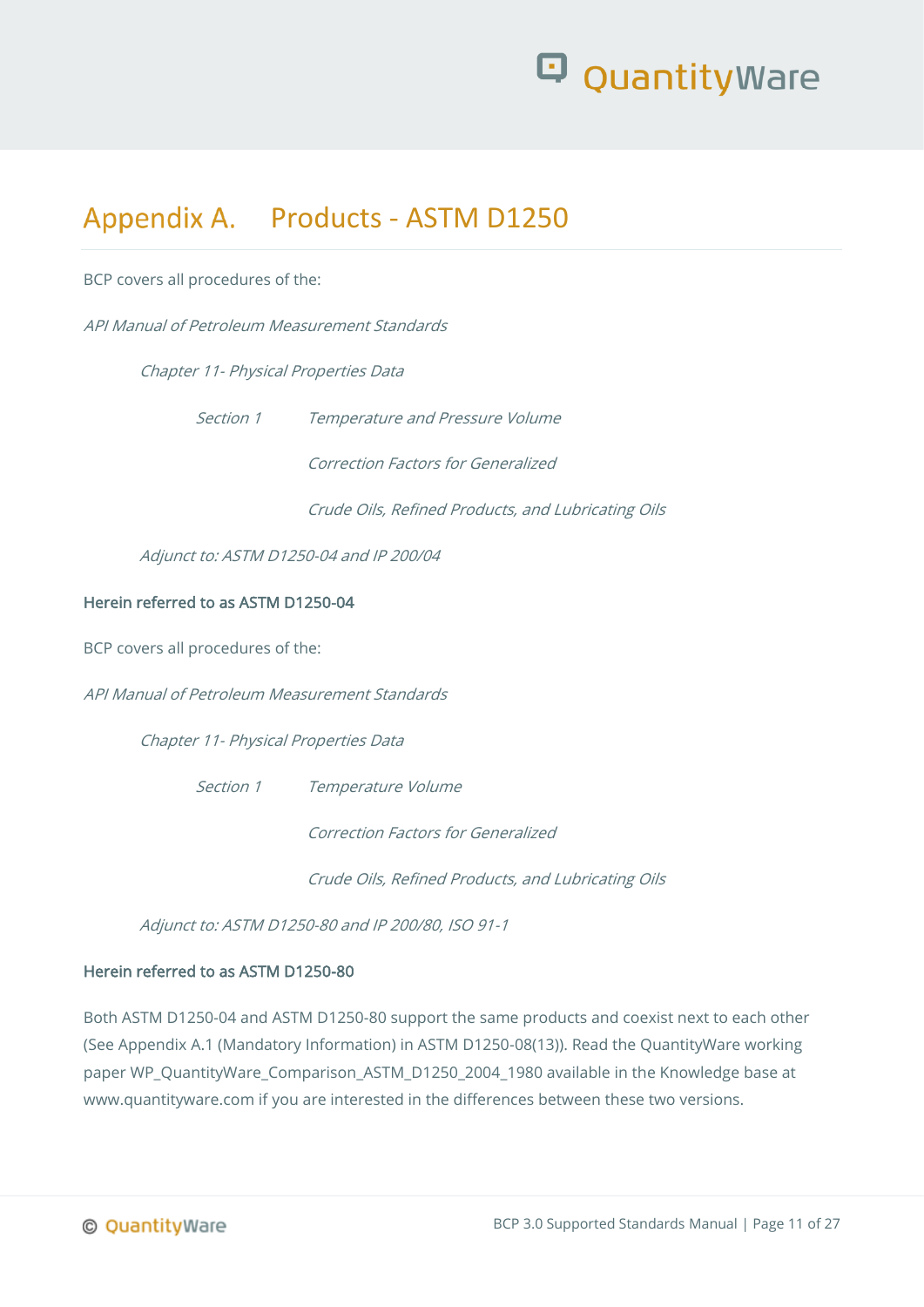# Appendix A. Products - ASTM D1250

BCP covers all procedures of the:

*API Manual of Petroleum Measurement Standards*

*Chapter 11- Physical Properties Data*

*Section 1 Temperature and Pressure Volume*

*Correction Factors for Generalized*

*Crude Oils, Refined Products, and Lubricating Oils*

*Adjunct to: ASTM D1250-04 and IP 200/04*

**Herein referred to as ASTM D1250-04**

BCP covers all procedures of the:

*API Manual of Petroleum Measurement Standards*

*Chapter 11- Physical Properties Data*

*Section 1 Temperature Volume*

*Correction Factors for Generalized*

*Crude Oils, Refined Products, and Lubricating Oils*

*Adjunct to: ASTM D1250-80 and IP 200/80, ISO 91-1*

**Herein referred to as ASTM D1250-80**

Both ASTM D1250-04 and ASTM D1250-80 support the same products and coexist next to each other (See Appendix A.1 (Mandatory Information) in ASTM D1250-08(13)). Read the QuantityWare working paper WP_QuantityWare_Comparison_ASTM_D1250_2004_1980 available in the Knowledge base at www.quantityware.com if you are interested in the differences between these two versions.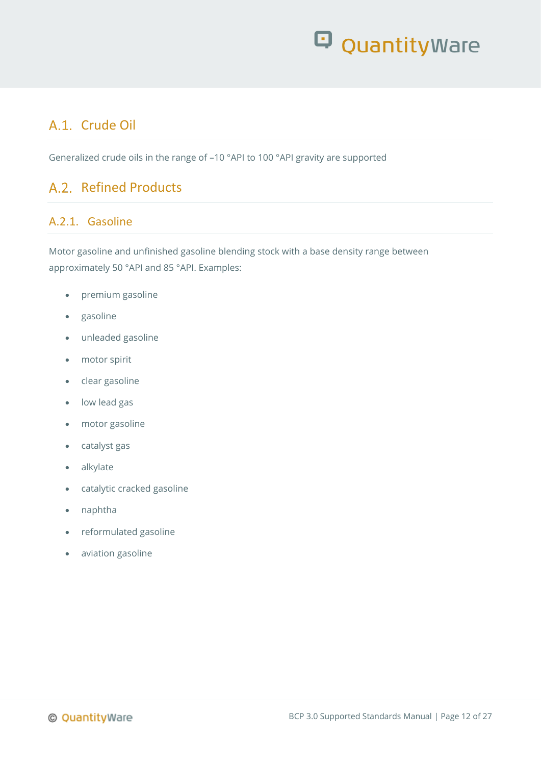## A.1. Crude Oil

Generalized crude oils in the range of –10 °API to 100 °API gravity are supported

## A.2. Refined Products

### A.2.1. Gasoline

Motor gasoline and unfinished gasoline blending stock with a base density range between approximately 50 °API and 85 °API. Examples:

- premium gasoline
- gasoline
- unleaded gasoline
- motor spirit
- clear gasoline
- low lead gas
- motor gasoline
- catalyst gas
- alkylate
- catalytic cracked gasoline
- naphtha
- reformulated gasoline
- aviation gasoline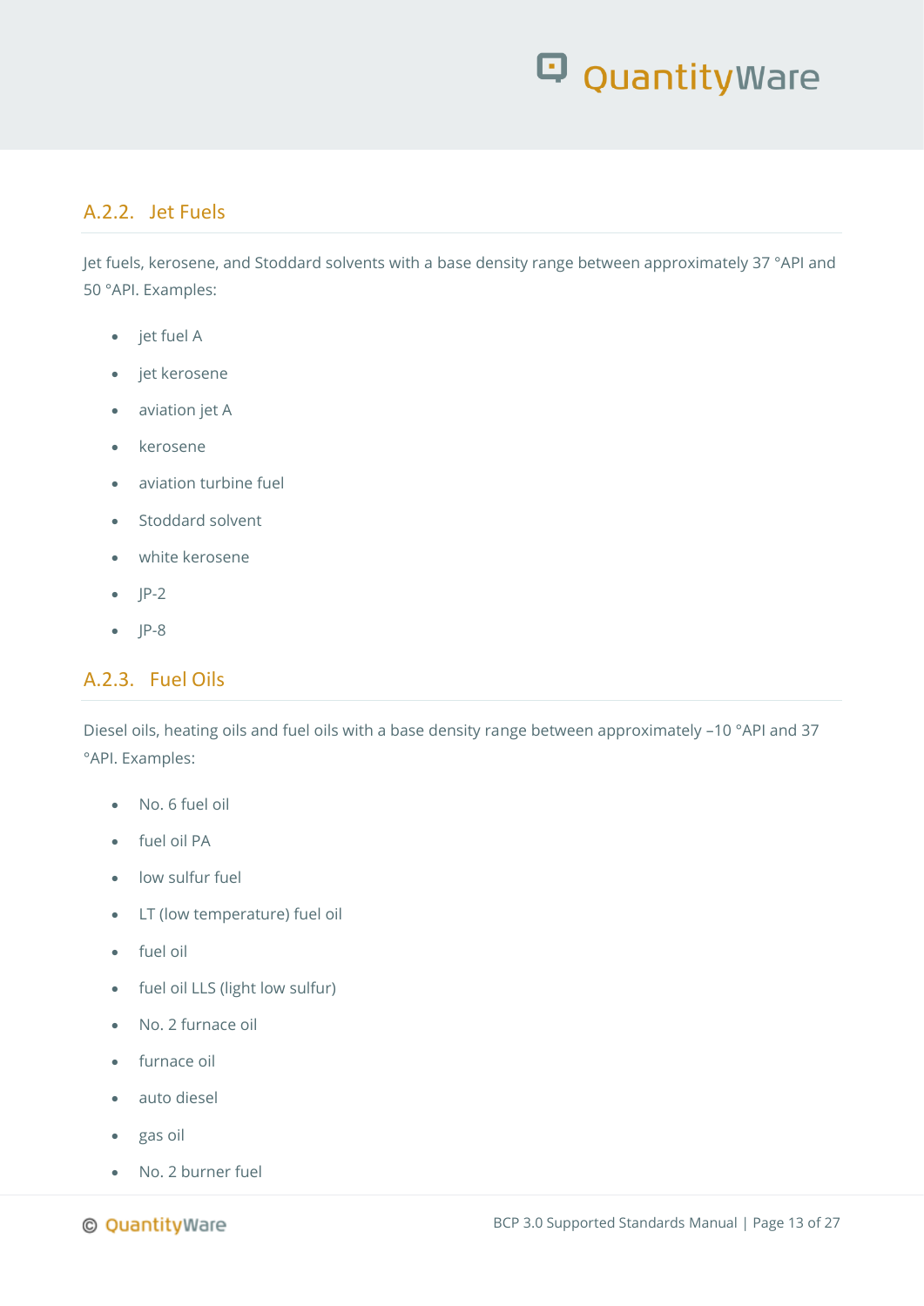### A.2.2. Jet Fuels

Jet fuels, kerosene, and Stoddard solvents with a base density range between approximately 37 °API and 50 °API. Examples:

- jet fuel A
- jet kerosene
- aviation jet A
- kerosene
- aviation turbine fuel
- Stoddard solvent
- white kerosene
- JP-2
- JP-8

### A.2.3. Fuel Oils

Diesel oils, heating oils and fuel oils with a base density range between approximately –10 °API and 37 °API. Examples:

- No. 6 fuel oil
- fuel oil PA
- low sulfur fuel
- LT (low temperature) fuel oil
- fuel oil
- fuel oil LLS (light low sulfur)
- No. 2 furnace oil
- furnace oil
- auto diesel
- gas oil
- No. 2 burner fuel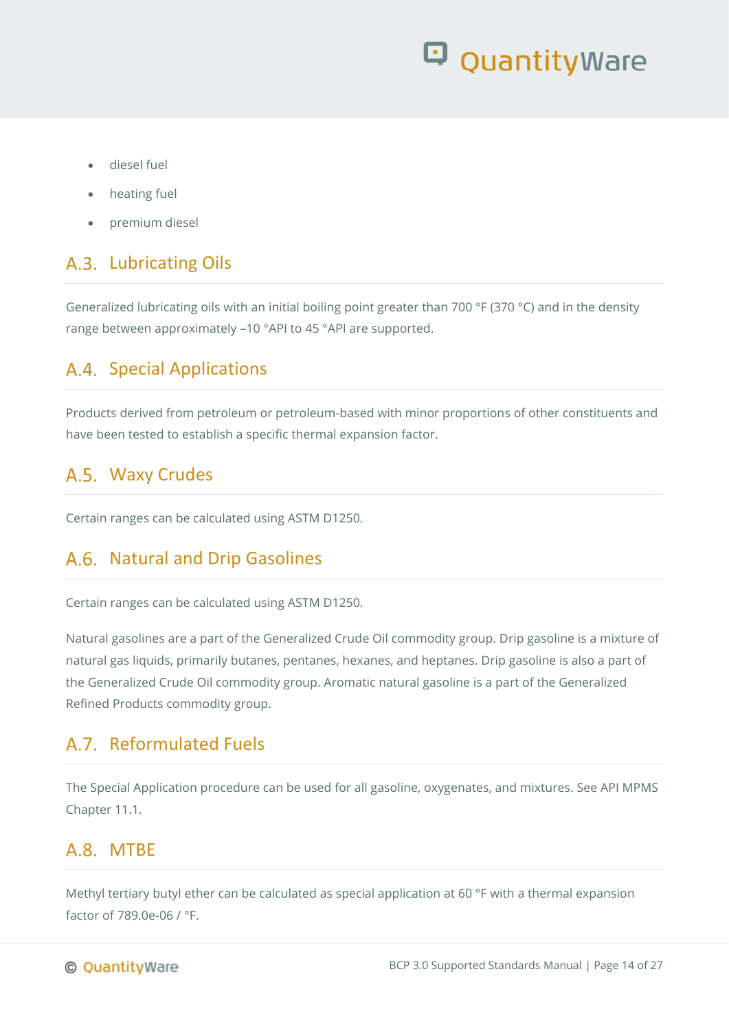- diesel fuel
- heating fuel
- premium diesel

## A.3. Lubricating Oils

Generalized lubricating oils with an initial boiling point greater than 700 °F (370 °C) and in the density range between approximately –10 °API to 45 °API are supported.

## A.4. Special Applications

Products derived from petroleum or petroleum-based with minor proportions of other constituents and have been tested to establish a specific thermal expansion factor.

## A.5. Waxy Crudes

Certain ranges can be calculated using ASTM D1250.

## A.6. Natural and Drip Gasolines

Certain ranges can be calculated using ASTM D1250.

Natural gasolines are a part of the Generalized Crude Oil commodity group. Drip gasoline is a mixture of natural gas liquids, primarily butanes, pentanes, hexanes, and heptanes. Drip gasoline is also a part of the Generalized Crude Oil commodity group. Aromatic natural gasoline is a part of the Generalized Refined Products commodity group.

## A.7. Reformulated Fuels

The Special Application procedure can be used for all gasoline, oxygenates, and mixtures. See API MPMS Chapter 11.1.

## A.8. MTBE

Methyl tertiary butyl ether can be calculated as special application at 60 °F with a thermal expansion factor of 789.0e-06 / °F.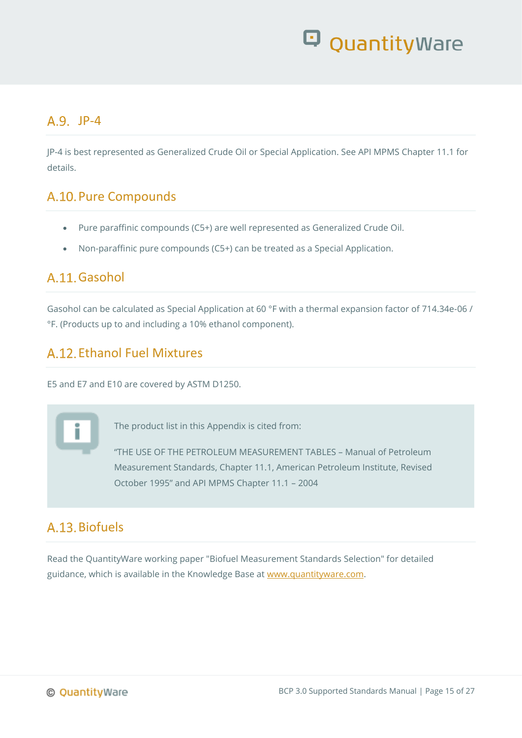## A.9. JP-4

JP-4 is best represented as Generalized Crude Oil or Special Application. See API MPMS Chapter 11.1 for details.

## A.10. Pure Compounds

- Pure paraffinic compounds (C5+) are well represented as Generalized Crude Oil.
- Non-paraffinic pure compounds (C5+) can be treated as a Special Application.

## A.11. Gasohol

Gasohol can be calculated as Special Application at 60 °F with a thermal expansion factor of 714.34e-06 / °F. (Products up to and including a 10% ethanol component).

## A.12. Ethanol Fuel Mixtures

E5 and E7 and E10 are covered by ASTM D1250.

> The product list in this Appendix is cited from:
>
> "THE USE OF THE PETROLEUM MEASUREMENT TABLES – Manual of Petroleum Measurement Standards, Chapter 11.1, American Petroleum Institute, Revised October 1995" and API MPMS Chapter 11.1 – 2004

## A.13. Biofuels

Read the QuantityWare working paper "Biofuel Measurement Standards Selection" for detailed guidance, which is available in the Knowledge Base at www.quantityware.com.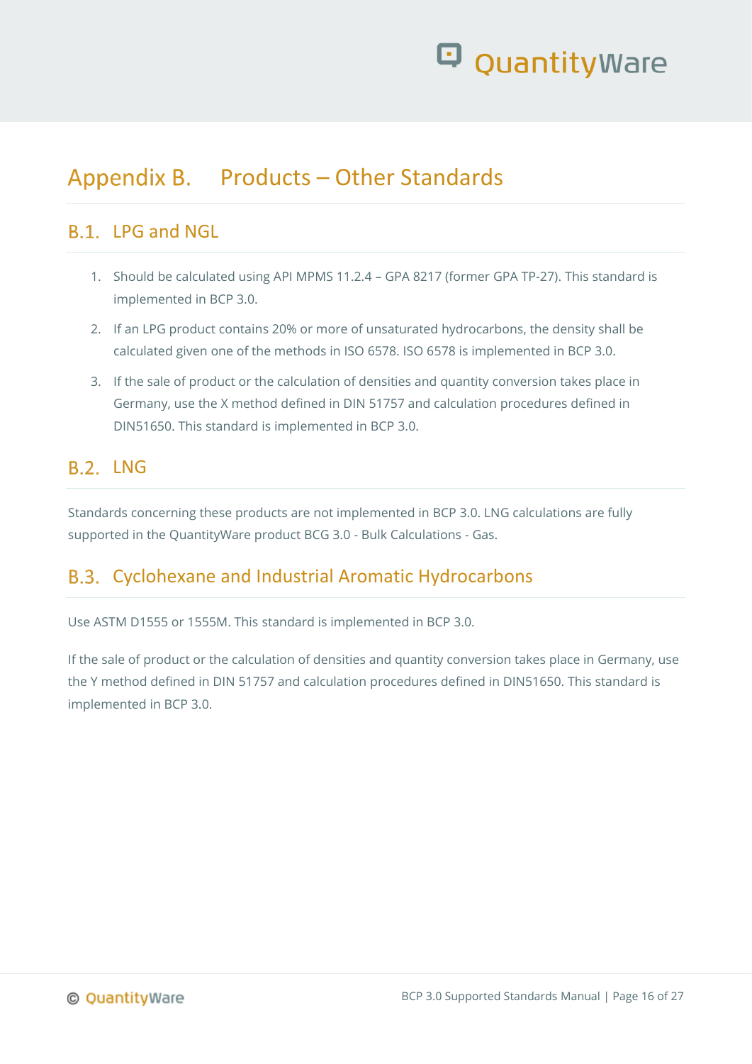# Appendix B. Products – Other Standards

## B.1. LPG and NGL

1. Should be calculated using API MPMS 11.2.4 – GPA 8217 (former GPA TP-27). This standard is implemented in BCP 3.0.
2. If an LPG product contains 20% or more of unsaturated hydrocarbons, the density shall be calculated given one of the methods in ISO 6578. ISO 6578 is implemented in BCP 3.0.
3. If the sale of product or the calculation of densities and quantity conversion takes place in Germany, use the X method defined in DIN 51757 and calculation procedures defined in DIN51650. This standard is implemented in BCP 3.0.

## B.2. LNG

Standards concerning these products are not implemented in BCP 3.0. LNG calculations are fully supported in the QuantityWare product BCG 3.0 - Bulk Calculations - Gas.

## B.3. Cyclohexane and Industrial Aromatic Hydrocarbons

Use ASTM D1555 or 1555M. This standard is implemented in BCP 3.0.

If the sale of product or the calculation of densities and quantity conversion takes place in Germany, use the Y method defined in DIN 51757 and calculation procedures defined in DIN51650. This standard is implemented in BCP 3.0.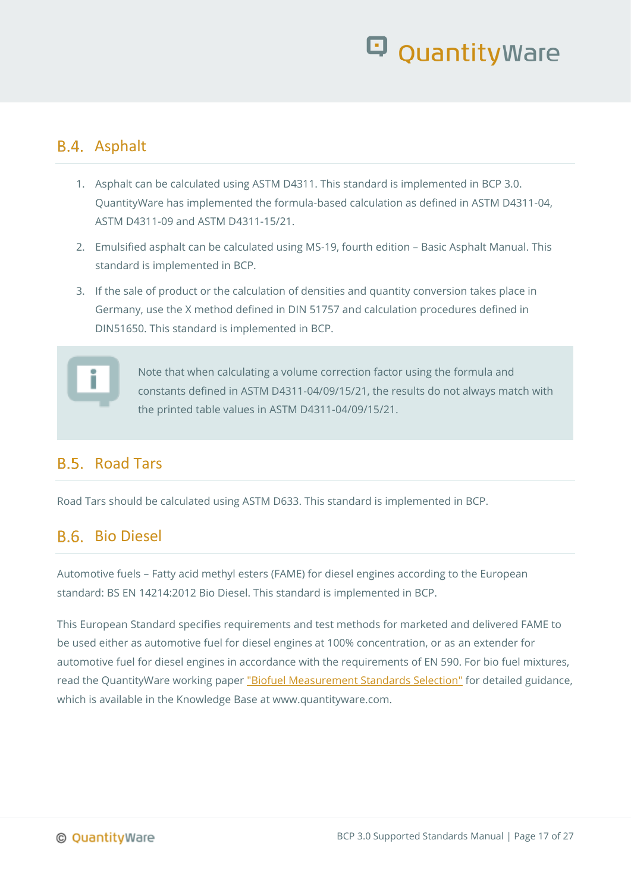## B.4. Asphalt

1. Asphalt can be calculated using ASTM D4311. This standard is implemented in BCP 3.0. QuantityWare has implemented the formula-based calculation as defined in ASTM D4311-04, ASTM D4311-09 and ASTM D4311-15/21.
2. Emulsified asphalt can be calculated using MS-19, fourth edition – Basic Asphalt Manual. This standard is implemented in BCP.
3. If the sale of product or the calculation of densities and quantity conversion takes place in Germany, use the X method defined in DIN 51757 and calculation procedures defined in DIN51650. This standard is implemented in BCP.

Note that when calculating a volume correction factor using the formula and constants defined in ASTM D4311-04/09/15/21, the results do not always match with the printed table values in ASTM D4311-04/09/15/21.

## B.5. Road Tars

Road Tars should be calculated using ASTM D633. This standard is implemented in BCP.

## B.6. Bio Diesel

Automotive fuels – Fatty acid methyl esters (FAME) for diesel engines according to the European standard: BS EN 14214:2012 Bio Diesel. This standard is implemented in BCP.

This European Standard specifies requirements and test methods for marketed and delivered FAME to be used either as automotive fuel for diesel engines at 100% concentration, or as an extender for automotive fuel for diesel engines in accordance with the requirements of EN 590. For bio fuel mixtures, read the QuantityWare working paper "Biofuel Measurement Standards Selection" for detailed guidance, which is available in the Knowledge Base at www.quantityware.com.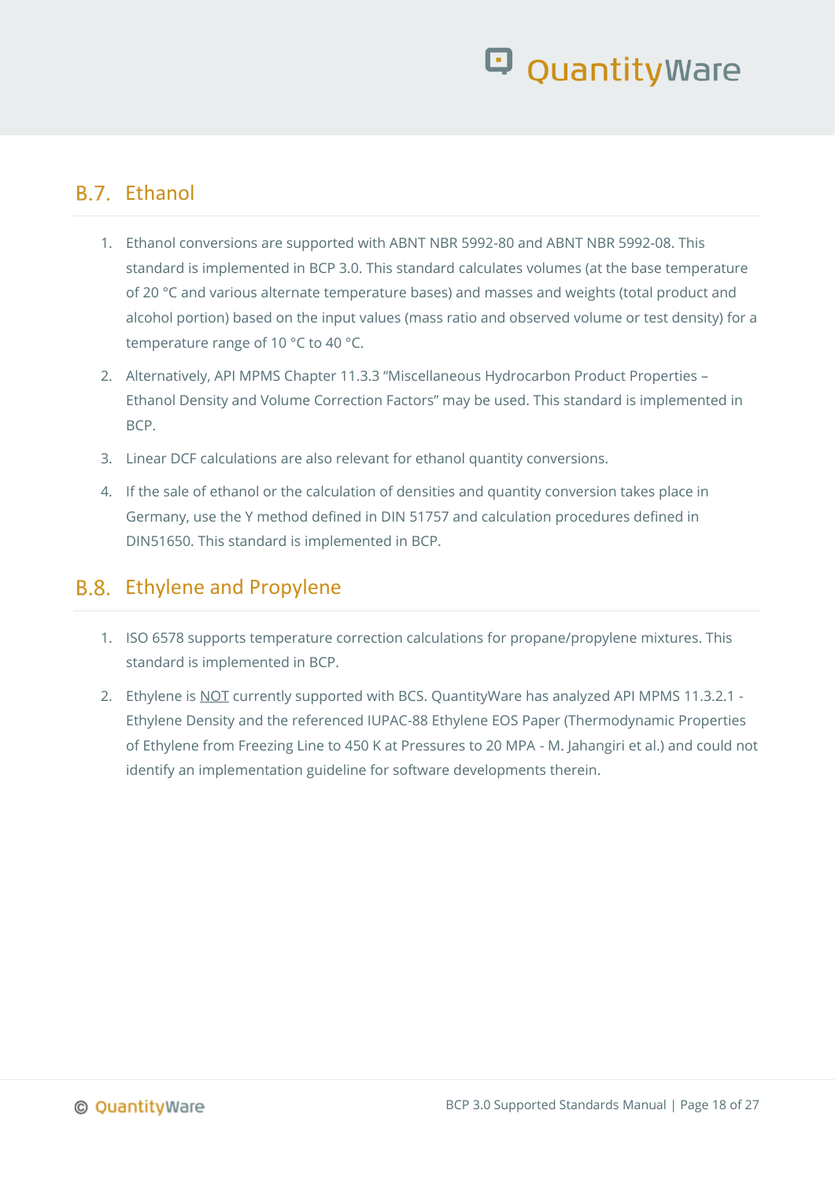## B.7. Ethanol

1. Ethanol conversions are supported with ABNT NBR 5992-80 and ABNT NBR 5992-08. This standard is implemented in BCP 3.0. This standard calculates volumes (at the base temperature of 20 °C and various alternate temperature bases) and masses and weights (total product and alcohol portion) based on the input values (mass ratio and observed volume or test density) for a temperature range of 10 °C to 40 °C.
2. Alternatively, API MPMS Chapter 11.3.3 "Miscellaneous Hydrocarbon Product Properties – Ethanol Density and Volume Correction Factors" may be used. This standard is implemented in BCP.
3. Linear DCF calculations are also relevant for ethanol quantity conversions.
4. If the sale of ethanol or the calculation of densities and quantity conversion takes place in Germany, use the Y method defined in DIN 51757 and calculation procedures defined in DIN51650. This standard is implemented in BCP.

## B.8. Ethylene and Propylene

1. ISO 6578 supports temperature correction calculations for propane/propylene mixtures. This standard is implemented in BCP.
2. Ethylene is NOT currently supported with BCS. QuantityWare has analyzed API MPMS 11.3.2.1 - Ethylene Density and the referenced IUPAC-88 Ethylene EOS Paper (Thermodynamic Properties of Ethylene from Freezing Line to 450 K at Pressures to 20 MPA - M. Jahangiri et al.) and could not identify an implementation guideline for software developments therein.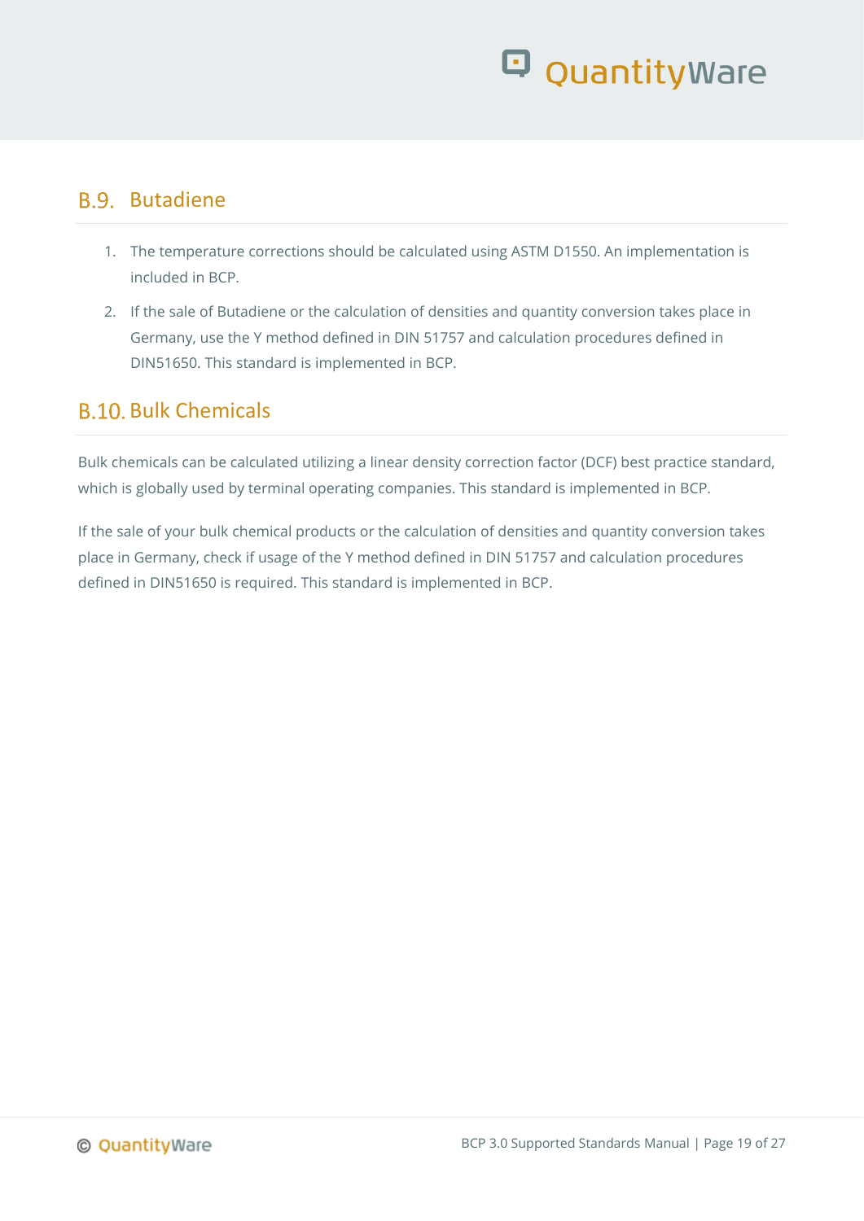## B.9. Butadiene

1. The temperature corrections should be calculated using ASTM D1550. An implementation is included in BCP.
2. If the sale of Butadiene or the calculation of densities and quantity conversion takes place in Germany, use the Y method defined in DIN 51757 and calculation procedures defined in DIN51650. This standard is implemented in BCP.

## B.10. Bulk Chemicals

Bulk chemicals can be calculated utilizing a linear density correction factor (DCF) best practice standard, which is globally used by terminal operating companies. This standard is implemented in BCP.

If the sale of your bulk chemical products or the calculation of densities and quantity conversion takes place in Germany, check if usage of the Y method defined in DIN 51757 and calculation procedures defined in DIN51650 is required. This standard is implemented in BCP.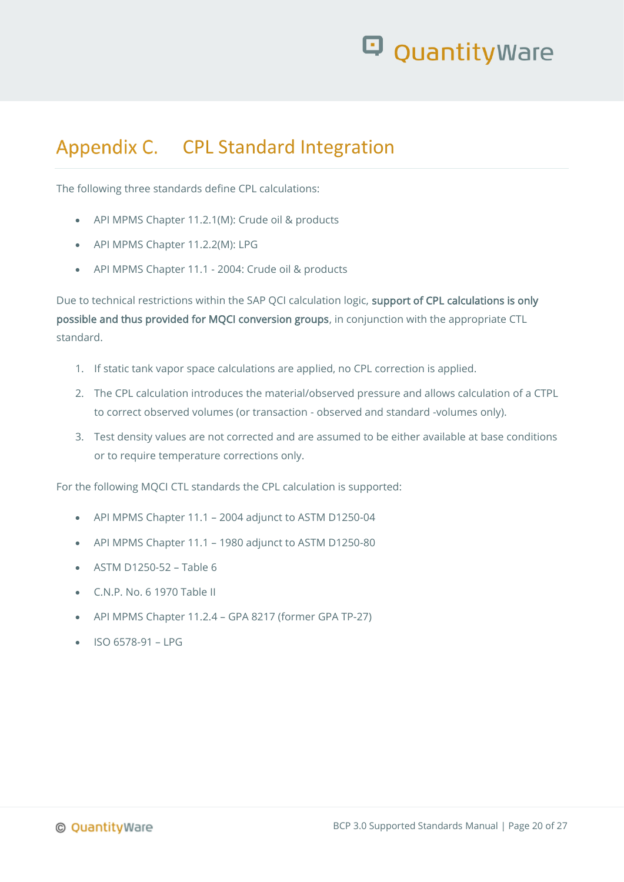# Appendix C. CPL Standard Integration

The following three standards define CPL calculations:

- API MPMS Chapter 11.2.1(M): Crude oil & products
- API MPMS Chapter 11.2.2(M): LPG
- API MPMS Chapter 11.1 - 2004: Crude oil & products

Due to technical restrictions within the SAP QCI calculation logic, **support of CPL calculations is only possible and thus provided for MQCI conversion groups**, in conjunction with the appropriate CTL standard.

1. If static tank vapor space calculations are applied, no CPL correction is applied.
2. The CPL calculation introduces the material/observed pressure and allows calculation of a CTPL to correct observed volumes (or transaction - observed and standard -volumes only).
3. Test density values are not corrected and are assumed to be either available at base conditions or to require temperature corrections only.

For the following MQCI CTL standards the CPL calculation is supported:

- API MPMS Chapter 11.1 – 2004 adjunct to ASTM D1250-04
- API MPMS Chapter 11.1 – 1980 adjunct to ASTM D1250-80
- ASTM D1250-52 – Table 6
- C.N.P. No. 6 1970 Table II
- API MPMS Chapter 11.2.4 – GPA 8217 (former GPA TP-27)
- ISO 6578-91 – LPG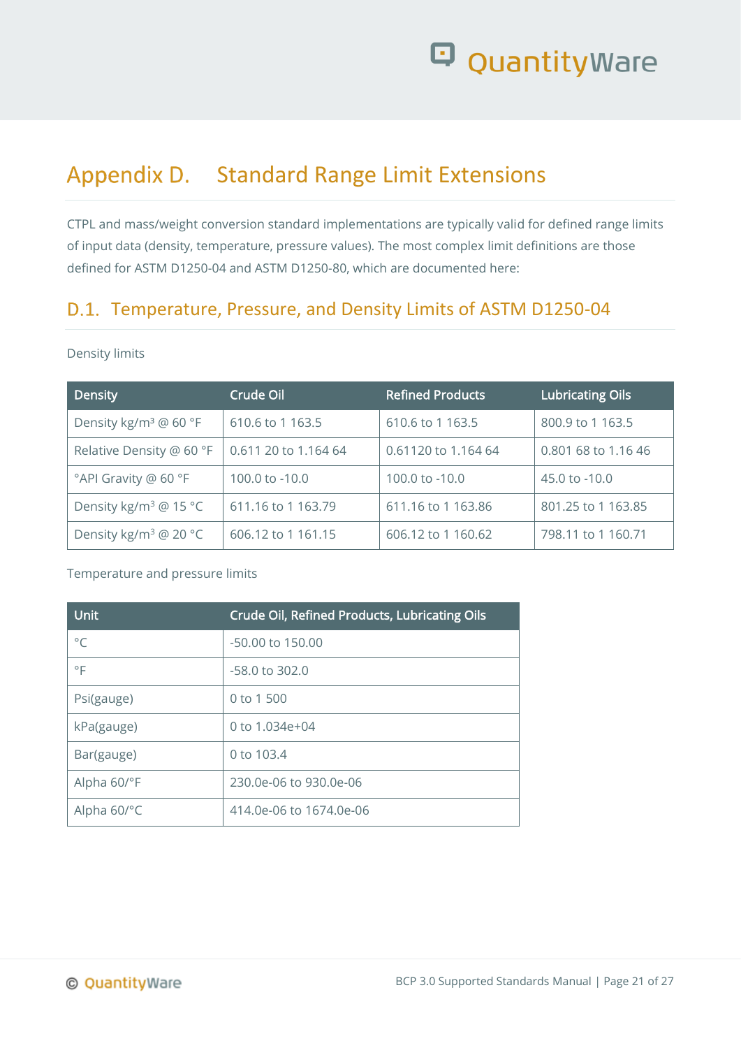# Appendix D. Standard Range Limit Extensions

CTPL and mass/weight conversion standard implementations are typically valid for defined range limits of input data (density, temperature, pressure values). The most complex limit definitions are those defined for ASTM D1250-04 and ASTM D1250-80, which are documented here:

## D.1. Temperature, Pressure, and Density Limits of ASTM D1250-04

Density limits

| Density | Crude Oil | Refined Products | Lubricating Oils |
|---|---|---|---|
| Density kg/m³ @ 60 °F | 610.6 to 1 163.5 | 610.6 to 1 163.5 | 800.9 to 1 163.5 |
| Relative Density @ 60 °F | 0.611 20 to 1.164 64 | 0.61120 to 1.164 64 | 0.801 68 to 1.16 46 |
| °API Gravity @ 60 °F | 100.0 to -10.0 | 100.0 to -10.0 | 45.0 to -10.0 |
| Density kg/m³ @ 15 °C | 611.16 to 1 163.79 | 611.16 to 1 163.86 | 801.25 to 1 163.85 |
| Density kg/m³ @ 20 °C | 606.12 to 1 161.15 | 606.12 to 1 160.62 | 798.11 to 1 160.71 |

Temperature and pressure limits

| Unit | Crude Oil, Refined Products, Lubricating Oils |
|---|---|
| °C | -50.00 to 150.00 |
| °F | -58.0 to 302.0 |
| Psi(gauge) | 0 to 1 500 |
| kPa(gauge) | 0 to 1.034e+04 |
| Bar(gauge) | 0 to 103.4 |
| Alpha 60/°F | 230.0e-06 to 930.0e-06 |
| Alpha 60/°C | 414.0e-06 to 1674.0e-06 |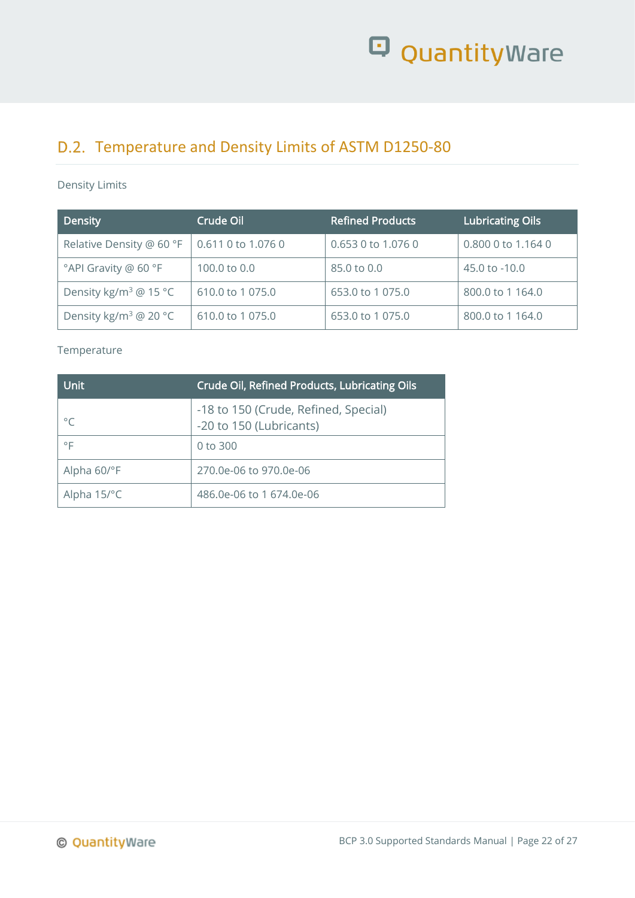## D.2. Temperature and Density Limits of ASTM D1250-80

Density Limits

| Density | Crude Oil | Refined Products | Lubricating Oils |
| --- | --- | --- | --- |
| Relative Density @ 60 °F | 0.611 0 to 1.076 0 | 0.653 0 to 1.076 0 | 0.800 0 to 1.164 0 |
| °API Gravity @ 60 °F | 100.0 to 0.0 | 85.0 to 0.0 | 45.0 to -10.0 |
| Density kg/m³ @ 15 °C | 610.0 to 1 075.0 | 653.0 to 1 075.0 | 800.0 to 1 164.0 |
| Density kg/m³ @ 20 °C | 610.0 to 1 075.0 | 653.0 to 1 075.0 | 800.0 to 1 164.0 |

Temperature

| Unit | Crude Oil, Refined Products, Lubricating Oils |
| --- | --- |
| °C | -18 to 150 (Crude, Refined, Special)<br>-20 to 150 (Lubricants) |
| °F | 0 to 300 |
| Alpha 60/°F | 270.0e-06 to 970.0e-06 |
| Alpha 15/°C | 486.0e-06 to 1 674.0e-06 |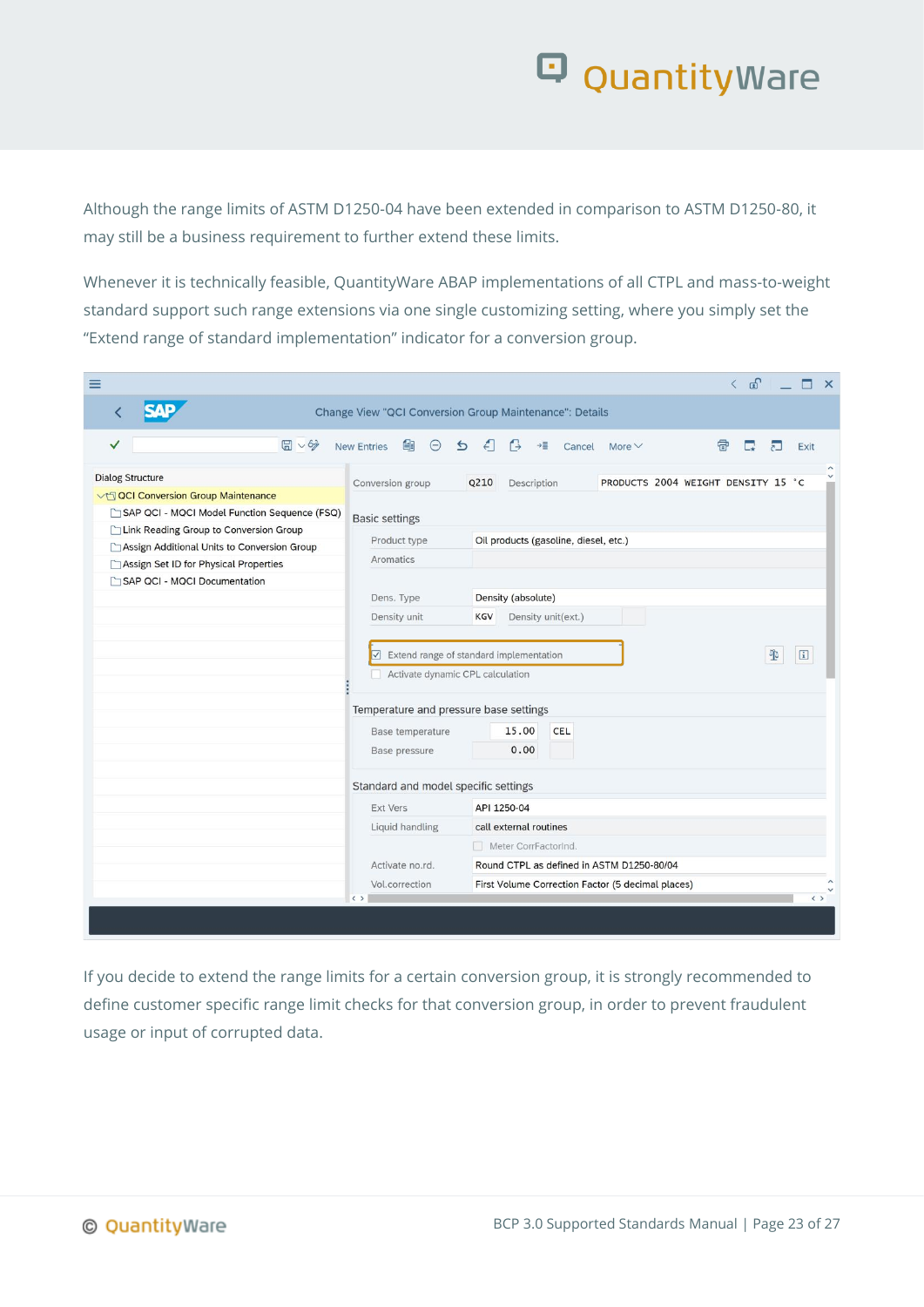Although the range limits of ASTM D1250-04 have been extended in comparison to ASTM D1250-80, it may still be a business requirement to further extend these limits.

Whenever it is technically feasible, QuantityWare ABAP implementations of all CTPL and mass-to-weight standard support such range extensions via one single customizing setting, where you simply set the "Extend range of standard implementation" indicator for a conversion group.

If you decide to extend the range limits for a certain conversion group, it is strongly recommended to define customer specific range limit checks for that conversion group, in order to prevent fraudulent usage or input of corrupted data.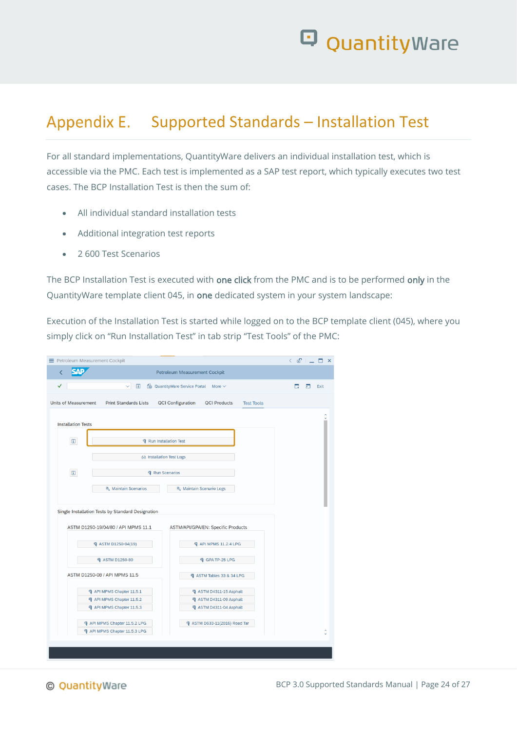# Appendix E. Supported Standards – Installation Test

For all standard implementations, QuantityWare delivers an individual installation test, which is accessible via the PMC. Each test is implemented as a SAP test report, which typically executes two test cases. The BCP Installation Test is then the sum of:

- All individual standard installation tests
- Additional integration test reports
- 2 600 Test Scenarios

The BCP Installation Test is executed with **one click** from the PMC and is to be performed **only** in the QuantityWare template client 045, in **one** dedicated system in your system landscape:

Execution of the Installation Test is started while logged on to the BCP template client (045), where you simply click on “Run Installation Test” in tab strip “Test Tools” of the PMC: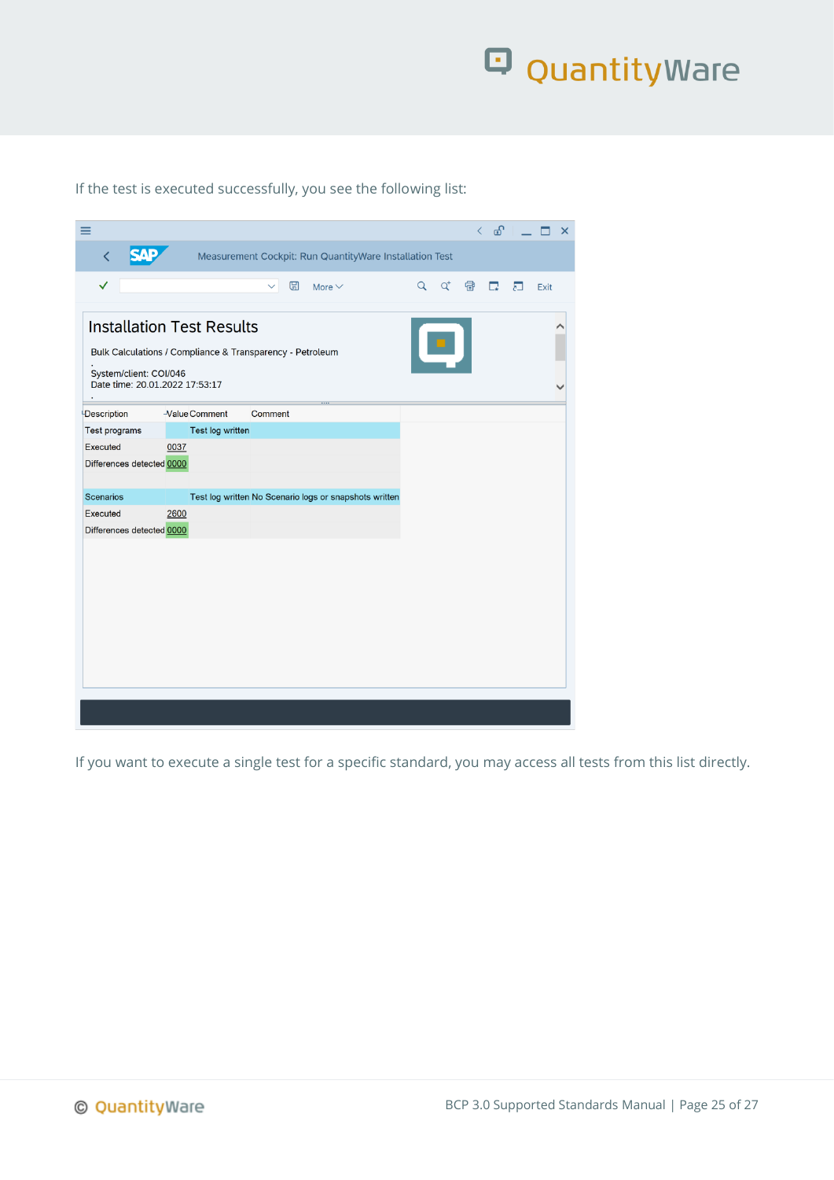If the test is executed successfully, you see the following list:

Measurement Cockpit: Run QuantityWare Installation Test

## Installation Test Results

Bulk Calculations / Compliance & Transparency - Petroleum

System/client: COI/046
Date time: 20.01.2022 17:53:17

| Description | Value | Comment | Comment |
|---|---|---|---|
| Test programs | | Test log written | |
| Executed | 0037 | | |
| Differences detected | 0000 | | |
| Scenarios | | Test log written | No Scenario logs or snapshots written |
| Executed | 2600 | | |
| Differences detected | 0000 | | |

If you want to execute a single test for a specific standard, you may access all tests from this list directly.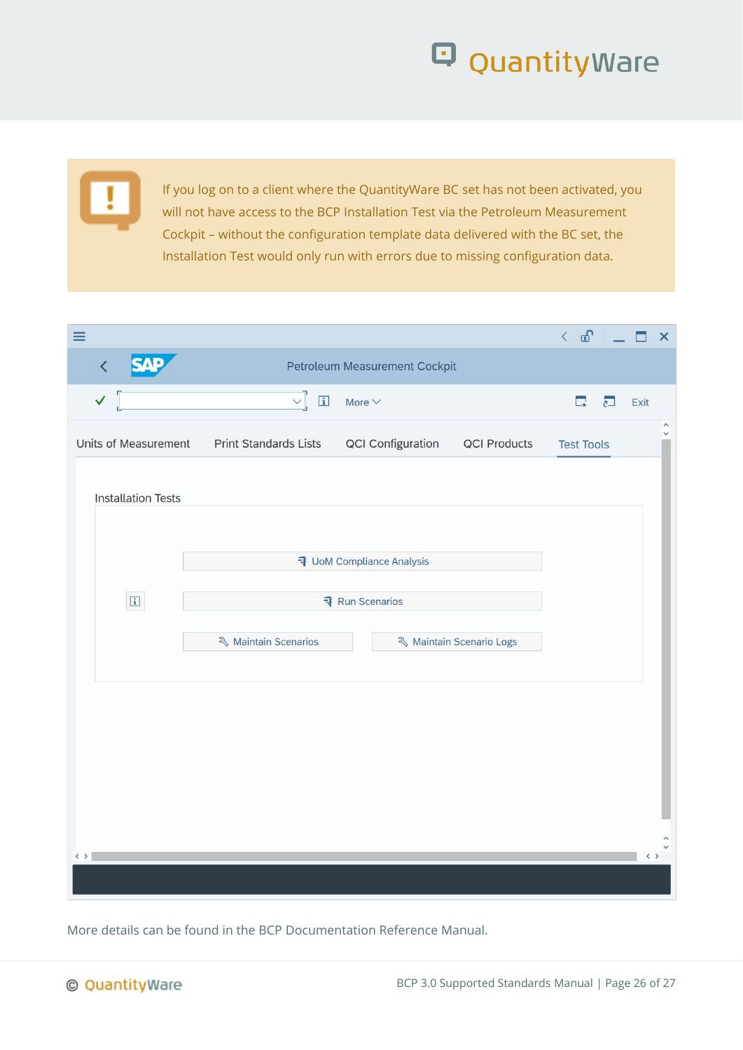> If you log on to a client where the QuantityWare BC set has not been activated, you will not have access to the BCP Installation Test via the Petroleum Measurement Cockpit – without the configuration template data delivered with the BC set, the Installation Test would only run with errors due to missing configuration data.

More details can be found in the BCP Documentation Reference Manual.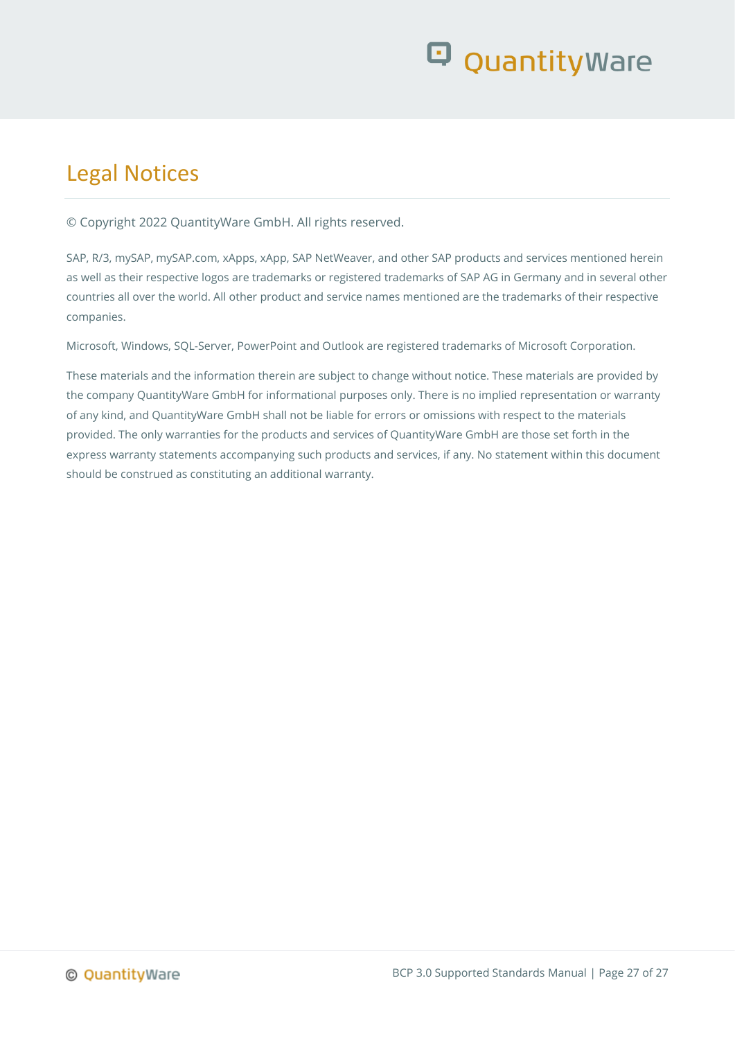## Legal Notices

© Copyright 2022 QuantityWare GmbH. All rights reserved.

SAP, R/3, mySAP, mySAP.com, xApps, xApp, SAP NetWeaver, and other SAP products and services mentioned herein as well as their respective logos are trademarks or registered trademarks of SAP AG in Germany and in several other countries all over the world. All other product and service names mentioned are the trademarks of their respective companies.

Microsoft, Windows, SQL-Server, PowerPoint and Outlook are registered trademarks of Microsoft Corporation.

These materials and the information therein are subject to change without notice. These materials are provided by the company QuantityWare GmbH for informational purposes only. There is no implied representation or warranty of any kind, and QuantityWare GmbH shall not be liable for errors or omissions with respect to the materials provided. The only warranties for the products and services of QuantityWare GmbH are those set forth in the express warranty statements accompanying such products and services, if any. No statement within this document should be construed as constituting an additional warranty.